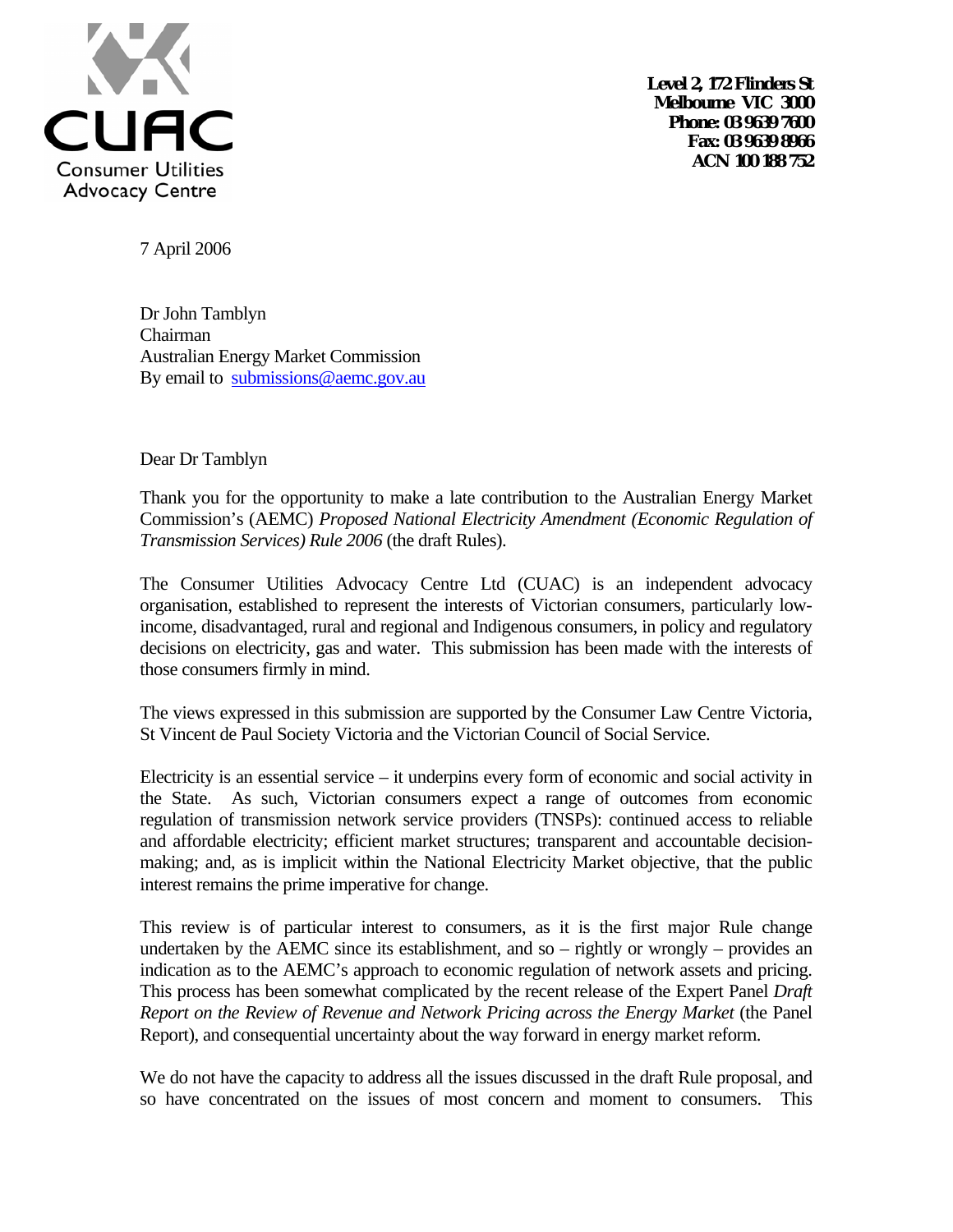CUAC
Consumer Utilities Advocacy Centre

**Level 2, 172 Flinders St**
**Melbourne VIC 3000**
**Phone: 03 9639 7600**
**Fax: 03 9639 8966**
**ACN 100 188 752**

7 April 2006

Dr John Tamblyn
Chairman
Australian Energy Market Commission
By email to submissions@aemc.gov.au

Dear Dr Tamblyn

Thank you for the opportunity to make a late contribution to the Australian Energy Market Commission's (AEMC) *Proposed National Electricity Amendment (Economic Regulation of Transmission Services) Rule 2006* (the draft Rules).

The Consumer Utilities Advocacy Centre Ltd (CUAC) is an independent advocacy organisation, established to represent the interests of Victorian consumers, particularly low-income, disadvantaged, rural and regional and Indigenous consumers, in policy and regulatory decisions on electricity, gas and water. This submission has been made with the interests of those consumers firmly in mind.

The views expressed in this submission are supported by the Consumer Law Centre Victoria, St Vincent de Paul Society Victoria and the Victorian Council of Social Service.

Electricity is an essential service – it underpins every form of economic and social activity in the State. As such, Victorian consumers expect a range of outcomes from economic regulation of transmission network service providers (TNSPs): continued access to reliable and affordable electricity; efficient market structures; transparent and accountable decision-making; and, as is implicit within the National Electricity Market objective, that the public interest remains the prime imperative for change.

This review is of particular interest to consumers, as it is the first major Rule change undertaken by the AEMC since its establishment, and so – rightly or wrongly – provides an indication as to the AEMC's approach to economic regulation of network assets and pricing. This process has been somewhat complicated by the recent release of the Expert Panel *Draft Report on the Review of Revenue and Network Pricing across the Energy Market* (the Panel Report), and consequential uncertainty about the way forward in energy market reform.

We do not have the capacity to address all the issues discussed in the draft Rule proposal, and so have concentrated on the issues of most concern and moment to consumers. This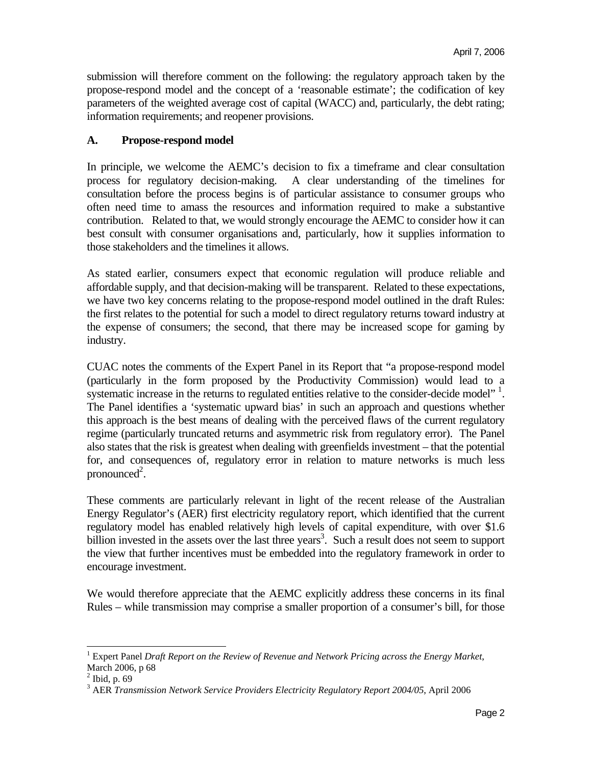submission will therefore comment on the following: the regulatory approach taken by the propose-respond model and the concept of a 'reasonable estimate'; the codification of key parameters of the weighted average cost of capital (WACC) and, particularly, the debt rating; information requirements; and reopener provisions.

## A. Propose-respond model

In principle, we welcome the AEMC's decision to fix a timeframe and clear consultation process for regulatory decision-making. A clear understanding of the timelines for consultation before the process begins is of particular assistance to consumer groups who often need time to amass the resources and information required to make a substantive contribution. Related to that, we would strongly encourage the AEMC to consider how it can best consult with consumer organisations and, particularly, how it supplies information to those stakeholders and the timelines it allows.

As stated earlier, consumers expect that economic regulation will produce reliable and affordable supply, and that decision-making will be transparent. Related to these expectations, we have two key concerns relating to the propose-respond model outlined in the draft Rules: the first relates to the potential for such a model to direct regulatory returns toward industry at the expense of consumers; the second, that there may be increased scope for gaming by industry.

CUAC notes the comments of the Expert Panel in its Report that "a propose-respond model (particularly in the form proposed by the Productivity Commission) would lead to a systematic increase in the returns to regulated entities relative to the consider-decide model" [1]. The Panel identifies a 'systematic upward bias' in such an approach and questions whether this approach is the best means of dealing with the perceived flaws of the current regulatory regime (particularly truncated returns and asymmetric risk from regulatory error). The Panel also states that the risk is greatest when dealing with greenfields investment – that the potential for, and consequences of, regulatory error in relation to mature networks is much less pronounced[2].

These comments are particularly relevant in light of the recent release of the Australian Energy Regulator's (AER) first electricity regulatory report, which identified that the current regulatory model has enabled relatively high levels of capital expenditure, with over $1.6 billion invested in the assets over the last three years[3]. Such a result does not seem to support the view that further incentives must be embedded into the regulatory framework in order to encourage investment.

We would therefore appreciate that the AEMC explicitly address these concerns in its final Rules – while transmission may comprise a smaller proportion of a consumer's bill, for those

---

[1] Expert Panel *Draft Report on the Review of Revenue and Network Pricing across the Energy Market*, March 2006, p 68

[2] Ibid, p. 69

[3] AER *Transmission Network Service Providers Electricity Regulatory Report 2004/05*, April 2006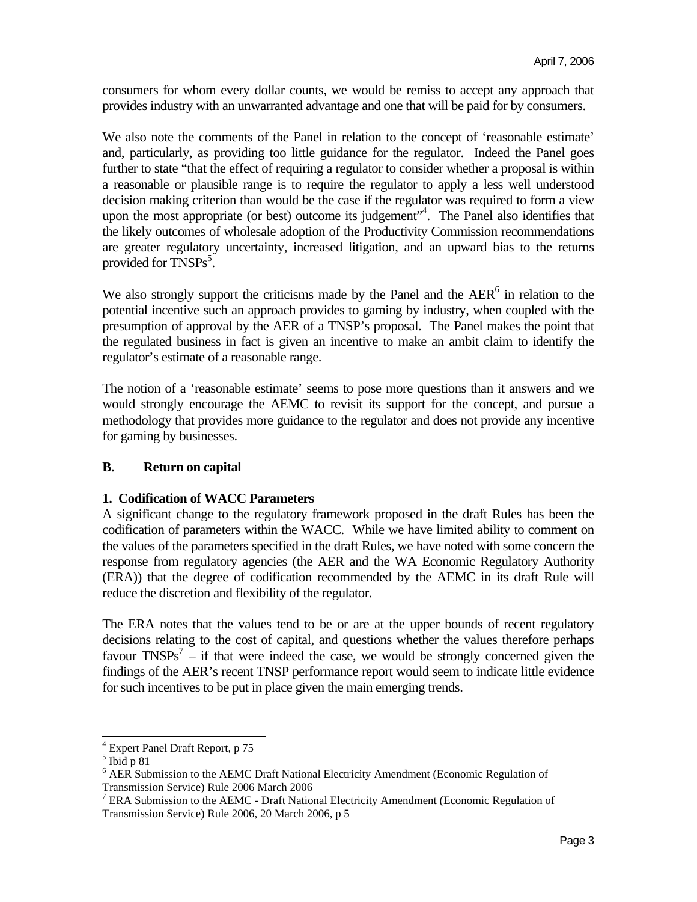consumers for whom every dollar counts, we would be remiss to accept any approach that provides industry with an unwarranted advantage and one that will be paid for by consumers.

We also note the comments of the Panel in relation to the concept of 'reasonable estimate' and, particularly, as providing too little guidance for the regulator. Indeed the Panel goes further to state "that the effect of requiring a regulator to consider whether a proposal is within a reasonable or plausible range is to require the regulator to apply a less well understood decision making criterion than would be the case if the regulator was required to form a view upon the most appropriate (or best) outcome its judgement"[4]. The Panel also identifies that the likely outcomes of wholesale adoption of the Productivity Commission recommendations are greater regulatory uncertainty, increased litigation, and an upward bias to the returns provided for TNSPs[5].

We also strongly support the criticisms made by the Panel and the AER[6] in relation to the potential incentive such an approach provides to gaming by industry, when coupled with the presumption of approval by the AER of a TNSP's proposal. The Panel makes the point that the regulated business in fact is given an incentive to make an ambit claim to identify the regulator's estimate of a reasonable range.

The notion of a 'reasonable estimate' seems to pose more questions than it answers and we would strongly encourage the AEMC to revisit its support for the concept, and pursue a methodology that provides more guidance to the regulator and does not provide any incentive for gaming by businesses.

## B. Return on capital

### 1. Codification of WACC Parameters

A significant change to the regulatory framework proposed in the draft Rules has been the codification of parameters within the WACC. While we have limited ability to comment on the values of the parameters specified in the draft Rules, we have noted with some concern the response from regulatory agencies (the AER and the WA Economic Regulatory Authority (ERA)) that the degree of codification recommended by the AEMC in its draft Rule will reduce the discretion and flexibility of the regulator.

The ERA notes that the values tend to be or are at the upper bounds of recent regulatory decisions relating to the cost of capital, and questions whether the values therefore perhaps favour TNSPs[7] – if that were indeed the case, we would be strongly concerned given the findings of the AER's recent TNSP performance report would seem to indicate little evidence for such incentives to be put in place given the main emerging trends.

---

[4] Expert Panel Draft Report, p 75

[5] Ibid p 81

[6] AER Submission to the AEMC Draft National Electricity Amendment (Economic Regulation of Transmission Service) Rule 2006 March 2006

[7] ERA Submission to the AEMC - Draft National Electricity Amendment (Economic Regulation of Transmission Service) Rule 2006, 20 March 2006, p 5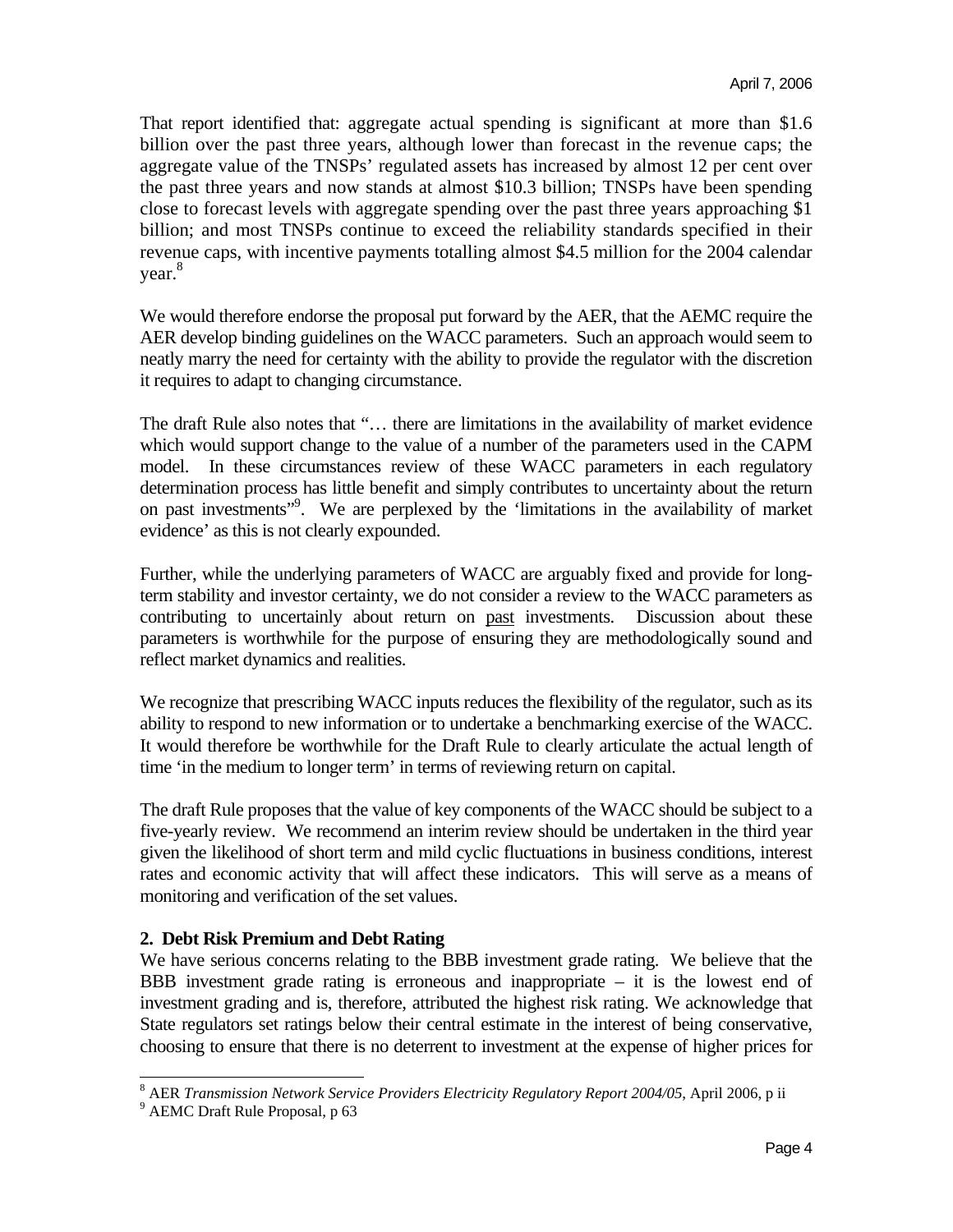That report identified that: aggregate actual spending is significant at more than $1.6 billion over the past three years, although lower than forecast in the revenue caps; the aggregate value of the TNSPs' regulated assets has increased by almost 12 per cent over the past three years and now stands at almost $10.3 billion; TNSPs have been spending close to forecast levels with aggregate spending over the past three years approaching $1 billion; and most TNSPs continue to exceed the reliability standards specified in their revenue caps, with incentive payments totalling almost $4.5 million for the 2004 calendar year.[8]

We would therefore endorse the proposal put forward by the AER, that the AEMC require the AER develop binding guidelines on the WACC parameters. Such an approach would seem to neatly marry the need for certainty with the ability to provide the regulator with the discretion it requires to adapt to changing circumstance.

The draft Rule also notes that "… there are limitations in the availability of market evidence which would support change to the value of a number of the parameters used in the CAPM model. In these circumstances review of these WACC parameters in each regulatory determination process has little benefit and simply contributes to uncertainty about the return on past investments"[9]. We are perplexed by the 'limitations in the availability of market evidence' as this is not clearly expounded.

Further, while the underlying parameters of WACC are arguably fixed and provide for long-term stability and investor certainty, we do not consider a review to the WACC parameters as contributing to uncertainly about return on past investments. Discussion about these parameters is worthwhile for the purpose of ensuring they are methodologically sound and reflect market dynamics and realities.

We recognize that prescribing WACC inputs reduces the flexibility of the regulator, such as its ability to respond to new information or to undertake a benchmarking exercise of the WACC. It would therefore be worthwhile for the Draft Rule to clearly articulate the actual length of time 'in the medium to longer term' in terms of reviewing return on capital.

The draft Rule proposes that the value of key components of the WACC should be subject to a five-yearly review. We recommend an interim review should be undertaken in the third year given the likelihood of short term and mild cyclic fluctuations in business conditions, interest rates and economic activity that will affect these indicators. This will serve as a means of monitoring and verification of the set values.

**2. Debt Risk Premium and Debt Rating**

We have serious concerns relating to the BBB investment grade rating. We believe that the BBB investment grade rating is erroneous and inappropriate – it is the lowest end of investment grading and is, therefore, attributed the highest risk rating. We acknowledge that State regulators set ratings below their central estimate in the interest of being conservative, choosing to ensure that there is no deterrent to investment at the expense of higher prices for

---

[8] AER *Transmission Network Service Providers Electricity Regulatory Report 2004/05*, April 2006, p ii

[9] AEMC Draft Rule Proposal, p 63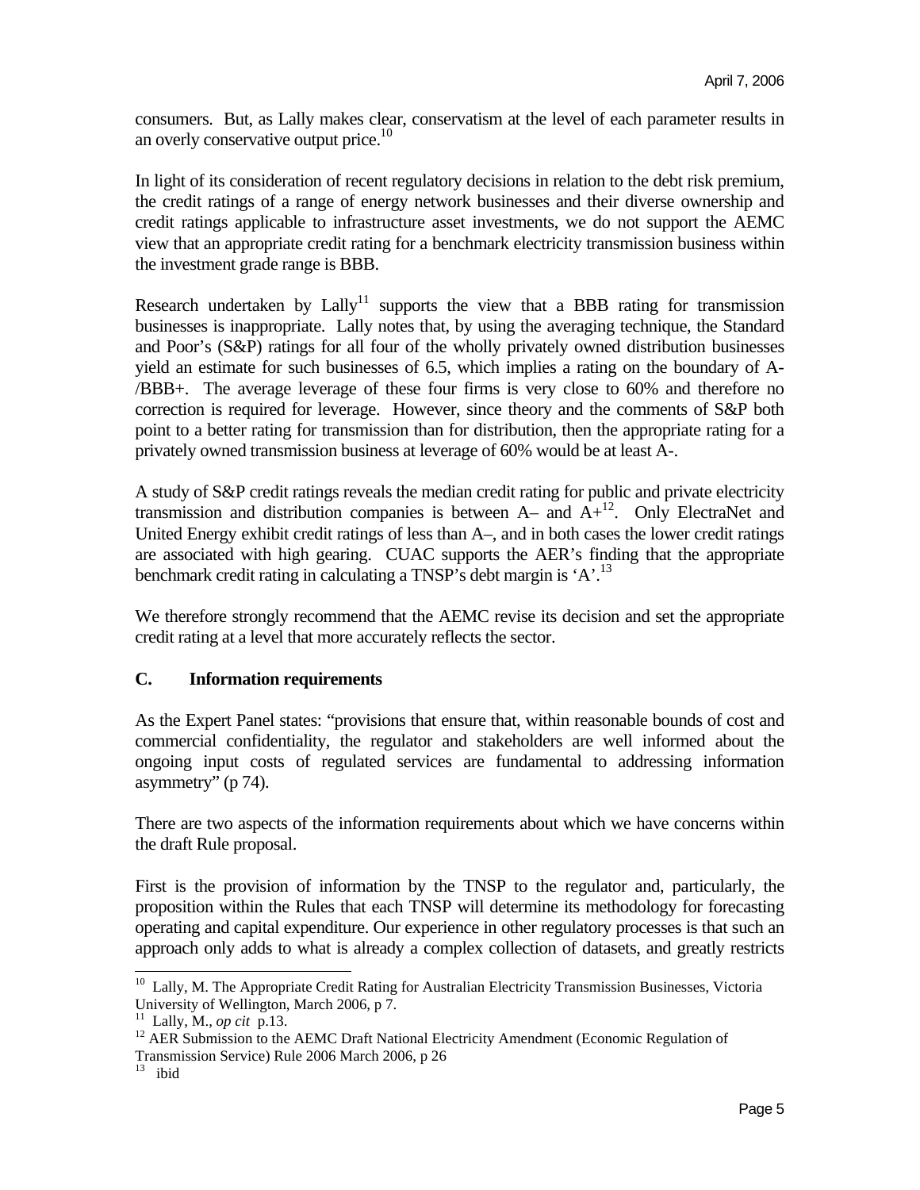consumers. But, as Lally makes clear, conservatism at the level of each parameter results in an overly conservative output price.[10]

In light of its consideration of recent regulatory decisions in relation to the debt risk premium, the credit ratings of a range of energy network businesses and their diverse ownership and credit ratings applicable to infrastructure asset investments, we do not support the AEMC view that an appropriate credit rating for a benchmark electricity transmission business within the investment grade range is BBB.

Research undertaken by Lally[11] supports the view that a BBB rating for transmission businesses is inappropriate. Lally notes that, by using the averaging technique, the Standard and Poor's (S&P) ratings for all four of the wholly privately owned distribution businesses yield an estimate for such businesses of 6.5, which implies a rating on the boundary of A-/BBB+. The average leverage of these four firms is very close to 60% and therefore no correction is required for leverage. However, since theory and the comments of S&P both point to a better rating for transmission than for distribution, then the appropriate rating for a privately owned transmission business at leverage of 60% would be at least A-.

A study of S&P credit ratings reveals the median credit rating for public and private electricity transmission and distribution companies is between A– and A+[12]. Only ElectraNet and United Energy exhibit credit ratings of less than A–, and in both cases the lower credit ratings are associated with high gearing. CUAC supports the AER's finding that the appropriate benchmark credit rating in calculating a TNSP's debt margin is 'A'.[13]

We therefore strongly recommend that the AEMC revise its decision and set the appropriate credit rating at a level that more accurately reflects the sector.

### C. Information requirements

As the Expert Panel states: "provisions that ensure that, within reasonable bounds of cost and commercial confidentiality, the regulator and stakeholders are well informed about the ongoing input costs of regulated services are fundamental to addressing information asymmetry" (p 74).

There are two aspects of the information requirements about which we have concerns within the draft Rule proposal.

First is the provision of information by the TNSP to the regulator and, particularly, the proposition within the Rules that each TNSP will determine its methodology for forecasting operating and capital expenditure. Our experience in other regulatory processes is that such an approach only adds to what is already a complex collection of datasets, and greatly restricts

---

[10] Lally, M. The Appropriate Credit Rating for Australian Electricity Transmission Businesses, Victoria University of Wellington, March 2006, p 7.

[11] Lally, M., *op cit* p.13.

[12] AER Submission to the AEMC Draft National Electricity Amendment (Economic Regulation of Transmission Service) Rule 2006 March 2006, p 26

[13] ibid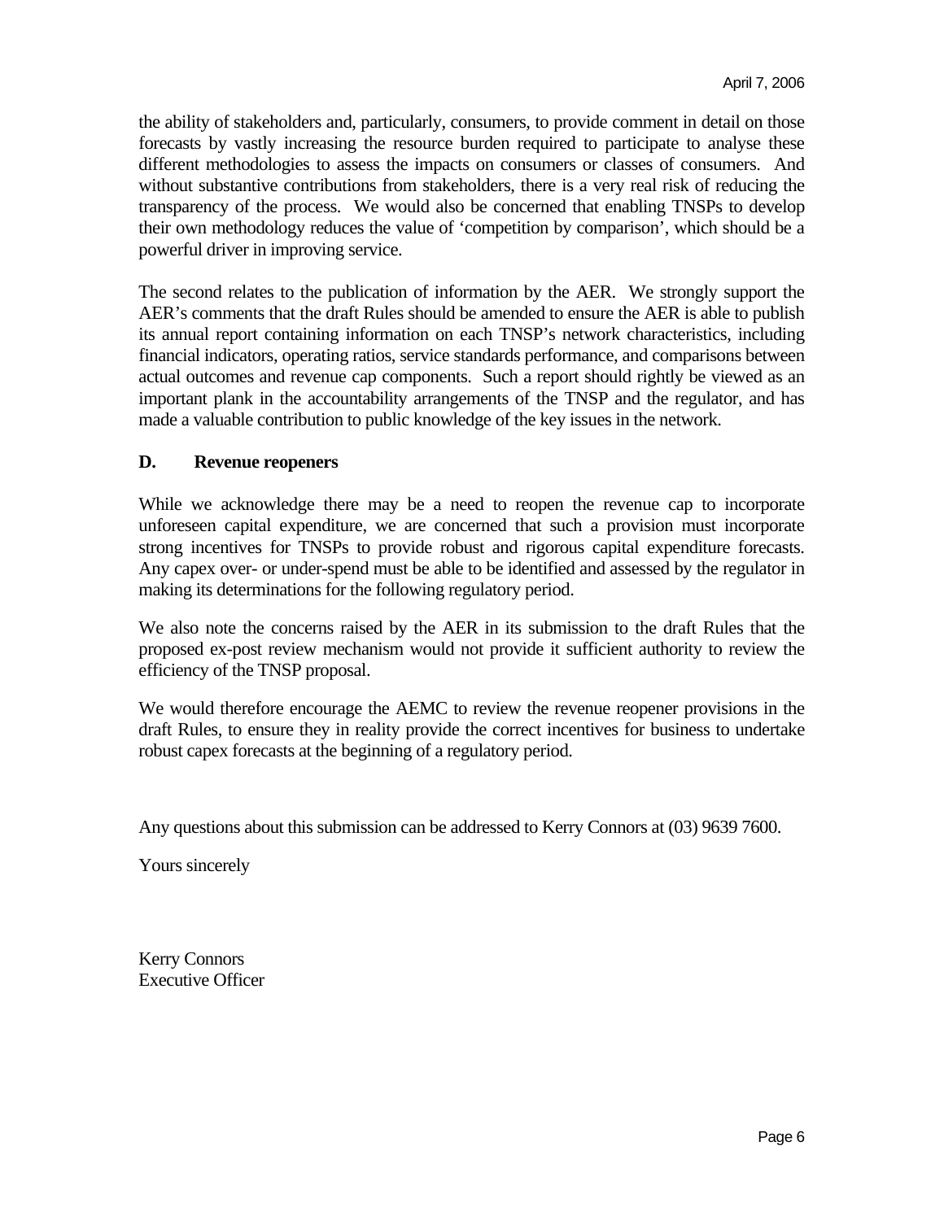the ability of stakeholders and, particularly, consumers, to provide comment in detail on those forecasts by vastly increasing the resource burden required to participate to analyse these different methodologies to assess the impacts on consumers or classes of consumers. And without substantive contributions from stakeholders, there is a very real risk of reducing the transparency of the process. We would also be concerned that enabling TNSPs to develop their own methodology reduces the value of 'competition by comparison', which should be a powerful driver in improving service.

The second relates to the publication of information by the AER. We strongly support the AER's comments that the draft Rules should be amended to ensure the AER is able to publish its annual report containing information on each TNSP's network characteristics, including financial indicators, operating ratios, service standards performance, and comparisons between actual outcomes and revenue cap components. Such a report should rightly be viewed as an important plank in the accountability arrangements of the TNSP and the regulator, and has made a valuable contribution to public knowledge of the key issues in the network.

**D. Revenue reopeners**

While we acknowledge there may be a need to reopen the revenue cap to incorporate unforeseen capital expenditure, we are concerned that such a provision must incorporate strong incentives for TNSPs to provide robust and rigorous capital expenditure forecasts. Any capex over- or under-spend must be able to be identified and assessed by the regulator in making its determinations for the following regulatory period.

We also note the concerns raised by the AER in its submission to the draft Rules that the proposed ex-post review mechanism would not provide it sufficient authority to review the efficiency of the TNSP proposal.

We would therefore encourage the AEMC to review the revenue reopener provisions in the draft Rules, to ensure they in reality provide the correct incentives for business to undertake robust capex forecasts at the beginning of a regulatory period.

Any questions about this submission can be addressed to Kerry Connors at (03) 9639 7600.

Yours sincerely

Kerry Connors
Executive Officer